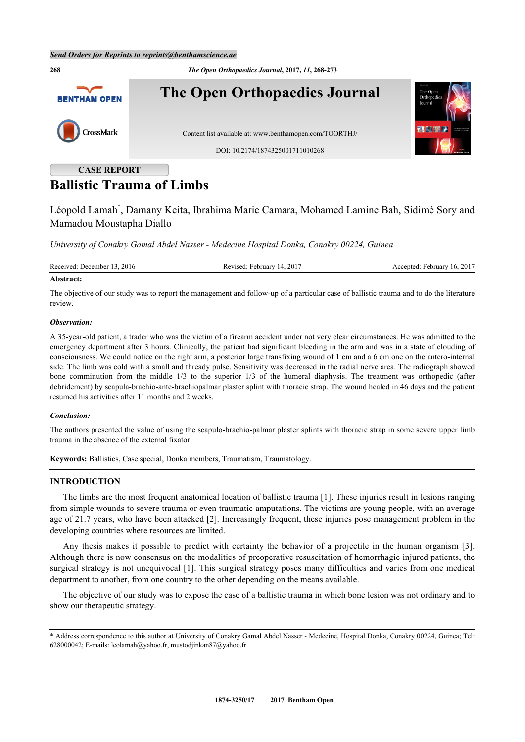CASE REPORT

# Ballistic Trauma of Limbs

Léopold Lamah[*], Damany Keita, Ibrahima Marie Camara, Mohamed Lamine Bah, Sidimé Sory and Mamadou Moustapha Diallo

*University of Conakry Gamal Abdel Nasser - Medecine Hospital Donka, Conakry 00224, Guinea*

Received: December 13, 2016 Revised: February 14, 2017 Accepted: February 16, 2017

**Abstract:**

The objective of our study was to report the management and follow-up of a particular case of ballistic trauma and to do the literature review.

***Observation:***

A 35-year-old patient, a trader who was the victim of a firearm accident under not very clear circumstances. He was admitted to the emergency department after 3 hours. Clinically, the patient had significant bleeding in the arm and was in a state of clouding of consciousness. We could notice on the right arm, a posterior large transfixing wound of 1 cm and a 6 cm one on the antero-internal side. The limb was cold with a small and thready pulse. Sensitivity was decreased in the radial nerve area. The radiograph showed bone comminution from the middle 1/3 to the superior 1/3 of the humeral diaphysis. The treatment was orthopedic (after debridement) by scapula-brachio-ante-brachiopalmar plaster splint with thoracic strap. The wound healed in 46 days and the patient resumed his activities after 11 months and 2 weeks.

***Conclusion:***

The authors presented the value of using the scapulo-brachio-palmar plaster splints with thoracic strap in some severe upper limb trauma in the absence of the external fixator.

**Keywords:** Ballistics, Case special, Donka members, Traumatism, Traumatology.

## INTRODUCTION

The limbs are the most frequent anatomical location of ballistic trauma [1]. These injuries result in lesions ranging from simple wounds to severe trauma or even traumatic amputations. The victims are young people, with an average age of 21.7 years, who have been attacked [2]. Increasingly frequent, these injuries pose management problem in the developing countries where resources are limited.

Any thesis makes it possible to predict with certainty the behavior of a projectile in the human organism [3]. Although there is now consensus on the modalities of preoperative resuscitation of hemorrhagic injured patients, the surgical strategy is not unequivocal [1]. This surgical strategy poses many difficulties and varies from one medical department to another, from one country to the other depending on the means available.

The objective of our study was to expose the case of a ballistic trauma in which bone lesion was not ordinary and to show our therapeutic strategy.

* Address correspondence to this author at University of Conakry Gamal Abdel Nasser - Medecine, Hospital Donka, Conakry 00224, Guinea; Tel: 628000042; E-mails: leolamah@yahoo.fr, mustodjinkan87@yahoo.fr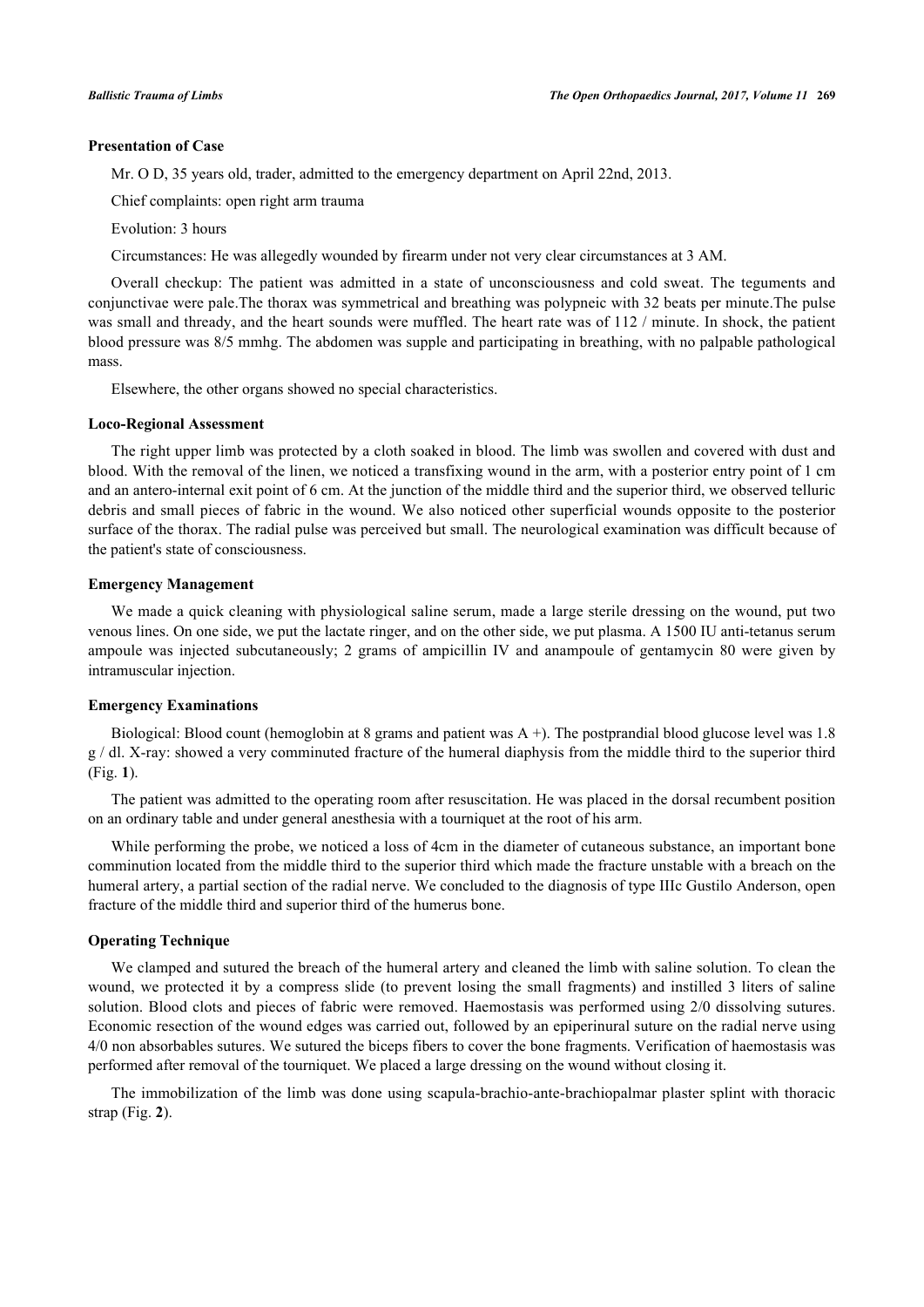### Presentation of Case

Mr. O D, 35 years old, trader, admitted to the emergency department on April 22nd, 2013.

Chief complaints: open right arm trauma

Evolution: 3 hours

Circumstances: He was allegedly wounded by firearm under not very clear circumstances at 3 AM.

Overall checkup: The patient was admitted in a state of unconsciousness and cold sweat. The teguments and conjunctivae were pale.The thorax was symmetrical and breathing was polypneic with 32 beats per minute.The pulse was small and thready, and the heart sounds were muffled. The heart rate was of 112 / minute. In shock, the patient blood pressure was 8/5 mmhg. The abdomen was supple and participating in breathing, with no palpable pathological mass.

Elsewhere, the other organs showed no special characteristics.

### Loco-Regional Assessment

The right upper limb was protected by a cloth soaked in blood. The limb was swollen and covered with dust and blood. With the removal of the linen, we noticed a transfixing wound in the arm, with a posterior entry point of 1 cm and an antero-internal exit point of 6 cm. At the junction of the middle third and the superior third, we observed telluric debris and small pieces of fabric in the wound. We also noticed other superficial wounds opposite to the posterior surface of the thorax. The radial pulse was perceived but small. The neurological examination was difficult because of the patient's state of consciousness.

### Emergency Management

We made a quick cleaning with physiological saline serum, made a large sterile dressing on the wound, put two venous lines. On one side, we put the lactate ringer, and on the other side, we put plasma. A 1500 IU anti-tetanus serum ampoule was injected subcutaneously; 2 grams of ampicillin IV and anampoule of gentamycin 80 were given by intramuscular injection.

### Emergency Examinations

Biological: Blood count (hemoglobin at 8 grams and patient was A +). The postprandial blood glucose level was 1.8 g / dl. X-ray: showed a very comminuted fracture of the humeral diaphysis from the middle third to the superior third (Fig. **1**).

The patient was admitted to the operating room after resuscitation. He was placed in the dorsal recumbent position on an ordinary table and under general anesthesia with a tourniquet at the root of his arm.

While performing the probe, we noticed a loss of 4cm in the diameter of cutaneous substance, an important bone comminution located from the middle third to the superior third which made the fracture unstable with a breach on the humeral artery, a partial section of the radial nerve. We concluded to the diagnosis of type IIIc Gustilo Anderson, open fracture of the middle third and superior third of the humerus bone.

### Operating Technique

We clamped and sutured the breach of the humeral artery and cleaned the limb with saline solution. To clean the wound, we protected it by a compress slide (to prevent losing the small fragments) and instilled 3 liters of saline solution. Blood clots and pieces of fabric were removed. Haemostasis was performed using 2/0 dissolving sutures. Economic resection of the wound edges was carried out, followed by an epiperinural suture on the radial nerve using 4/0 non absorbables sutures. We sutured the biceps fibers to cover the bone fragments. Verification of haemostasis was performed after removal of the tourniquet. We placed a large dressing on the wound without closing it.

The immobilization of the limb was done using scapula-brachio-ante-brachiopalmar plaster splint with thoracic strap (Fig. **2**).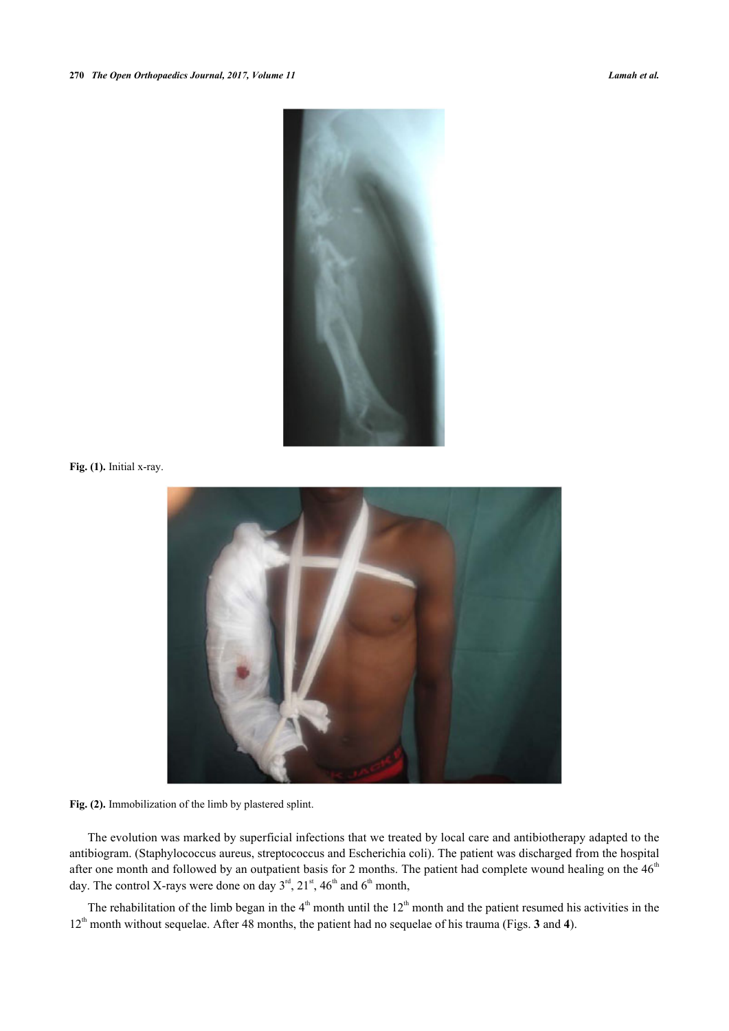**Fig. (1).** Initial x-ray.

**Fig. (2).** Immobilization of the limb by plastered splint.

The evolution was marked by superficial infections that we treated by local care and antibiotherapy adapted to the antibiogram. (Staphylococcus aureus, streptococcus and Escherichia coli). The patient was discharged from the hospital after one month and followed by an outpatient basis for 2 months. The patient had complete wound healing on the 46th day. The control X-rays were done on day 3rd, 21st, 46th and 6th month,

The rehabilitation of the limb began in the 4th month until the 12th month and the patient resumed his activities in the 12th month without sequelae. After 48 months, the patient had no sequelae of his trauma (Figs. **3** and **4**).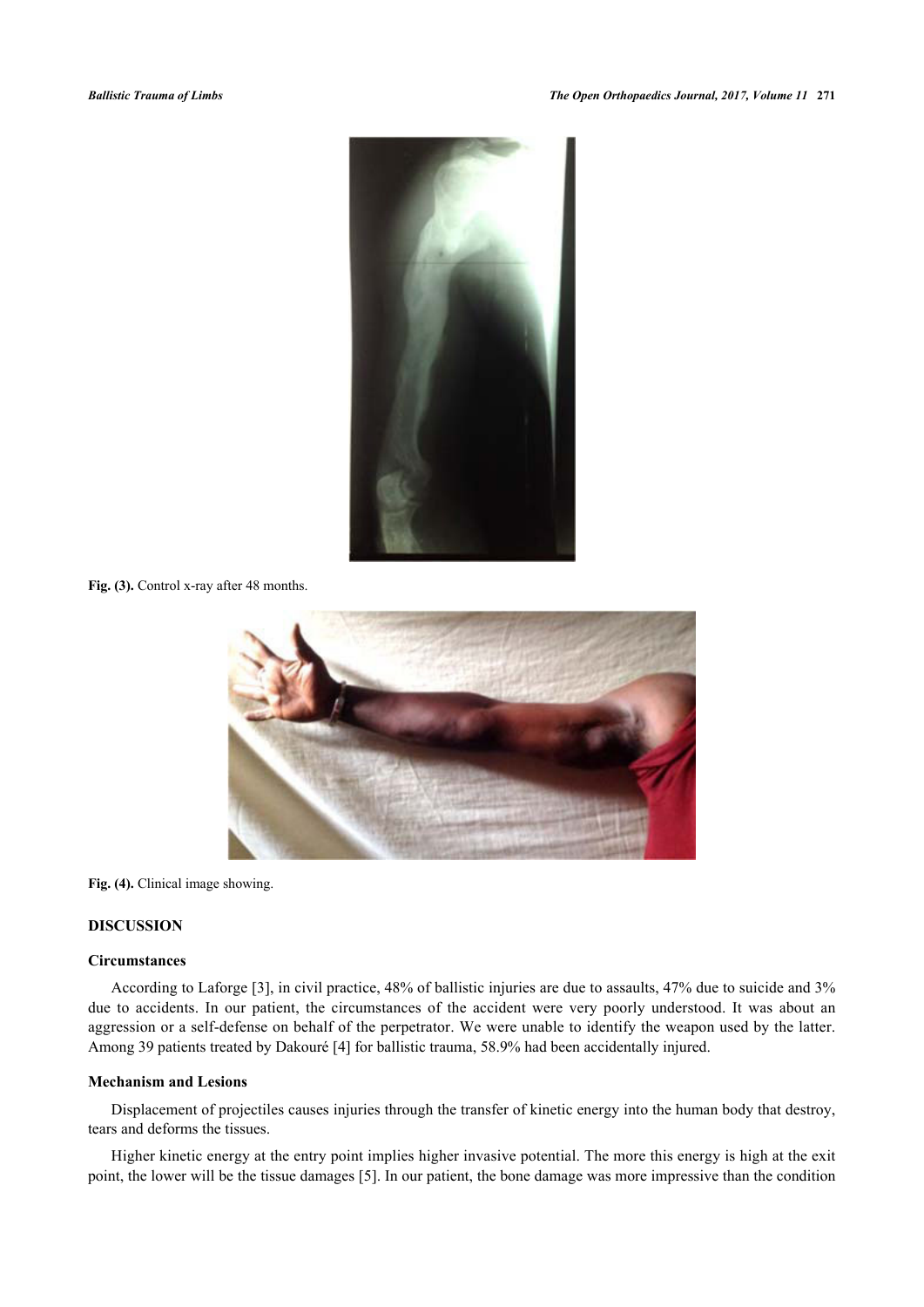Fig. (3). Control x-ray after 48 months.

Fig. (4). Clinical image showing.

## DISCUSSION

### Circumstances

According to Laforge [3], in civil practice, 48% of ballistic injuries are due to assaults, 47% due to suicide and 3% due to accidents. In our patient, the circumstances of the accident were very poorly understood. It was about an aggression or a self-defense on behalf of the perpetrator. We were unable to identify the weapon used by the latter. Among 39 patients treated by Dakouré [4] for ballistic trauma, 58.9% had been accidentally injured.

### Mechanism and Lesions

Displacement of projectiles causes injuries through the transfer of kinetic energy into the human body that destroy, tears and deforms the tissues.

Higher kinetic energy at the entry point implies higher invasive potential. The more this energy is high at the exit point, the lower will be the tissue damages [5]. In our patient, the bone damage was more impressive than the condition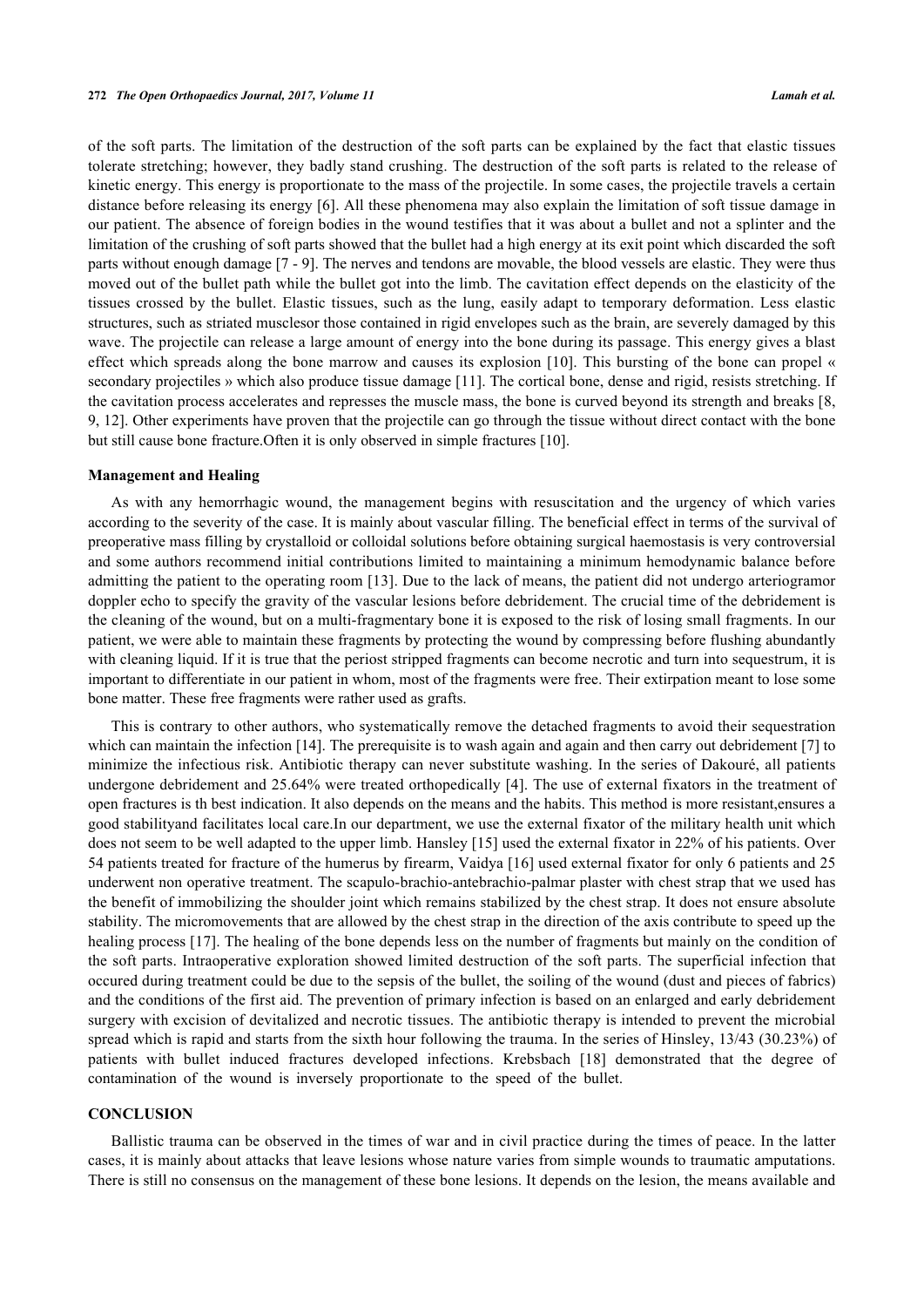of the soft parts. The limitation of the destruction of the soft parts can be explained by the fact that elastic tissues tolerate stretching; however, they badly stand crushing. The destruction of the soft parts is related to the release of kinetic energy. This energy is proportionate to the mass of the projectile. In some cases, the projectile travels a certain distance before releasing its energy [6]. All these phenomena may also explain the limitation of soft tissue damage in our patient. The absence of foreign bodies in the wound testifies that it was about a bullet and not a splinter and the limitation of the crushing of soft parts showed that the bullet had a high energy at its exit point which discarded the soft parts without enough damage [7 - 9]. The nerves and tendons are movable, the blood vessels are elastic. They were thus moved out of the bullet path while the bullet got into the limb. The cavitation effect depends on the elasticity of the tissues crossed by the bullet. Elastic tissues, such as the lung, easily adapt to temporary deformation. Less elastic structures, such as striated musclesor those contained in rigid envelopes such as the brain, are severely damaged by this wave. The projectile can release a large amount of energy into the bone during its passage. This energy gives a blast effect which spreads along the bone marrow and causes its explosion [10]. This bursting of the bone can propel « secondary projectiles » which also produce tissue damage [11]. The cortical bone, dense and rigid, resists stretching. If the cavitation process accelerates and represses the muscle mass, the bone is curved beyond its strength and breaks [8, 9, 12]. Other experiments have proven that the projectile can go through the tissue without direct contact with the bone but still cause bone fracture.Often it is only observed in simple fractures [10].

### Management and Healing

As with any hemorrhagic wound, the management begins with resuscitation and the urgency of which varies according to the severity of the case. It is mainly about vascular filling. The beneficial effect in terms of the survival of preoperative mass filling by crystalloid or colloidal solutions before obtaining surgical haemostasis is very controversial and some authors recommend initial contributions limited to maintaining a minimum hemodynamic balance before admitting the patient to the operating room [13]. Due to the lack of means, the patient did not undergo arteriogramor doppler echo to specify the gravity of the vascular lesions before debridement. The crucial time of the debridement is the cleaning of the wound, but on a multi-fragmentary bone it is exposed to the risk of losing small fragments. In our patient, we were able to maintain these fragments by protecting the wound by compressing before flushing abundantly with cleaning liquid. If it is true that the periost stripped fragments can become necrotic and turn into sequestrum, it is important to differentiate in our patient in whom, most of the fragments were free. Their extirpation meant to lose some bone matter. These free fragments were rather used as grafts.

This is contrary to other authors, who systematically remove the detached fragments to avoid their sequestration which can maintain the infection [14]. The prerequisite is to wash again and again and then carry out debridement [7] to minimize the infectious risk. Antibiotic therapy can never substitute washing. In the series of Dakouré, all patients undergone debridement and 25.64% were treated orthopedically [4]. The use of external fixators in the treatment of open fractures is th best indication. It also depends on the means and the habits. This method is more resistant,ensures a good stabilityand facilitates local care.In our department, we use the external fixator of the military health unit which does not seem to be well adapted to the upper limb. Hansley [15] used the external fixator in 22% of his patients. Over 54 patients treated for fracture of the humerus by firearm, Vaidya [16] used external fixator for only 6 patients and 25 underwent non operative treatment. The scapulo-brachio-antebrachio-palmar plaster with chest strap that we used has the benefit of immobilizing the shoulder joint which remains stabilized by the chest strap. It does not ensure absolute stability. The micromovements that are allowed by the chest strap in the direction of the axis contribute to speed up the healing process [17]. The healing of the bone depends less on the number of fragments but mainly on the condition of the soft parts. Intraoperative exploration showed limited destruction of the soft parts. The superficial infection that occured during treatment could be due to the sepsis of the bullet, the soiling of the wound (dust and pieces of fabrics) and the conditions of the first aid. The prevention of primary infection is based on an enlarged and early debridement surgery with excision of devitalized and necrotic tissues. The antibiotic therapy is intended to prevent the microbial spread which is rapid and starts from the sixth hour following the trauma. In the series of Hinsley, 13/43 (30.23%) of patients with bullet induced fractures developed infections. Krebsbach [18] demonstrated that the degree of contamination of the wound is inversely proportionate to the speed of the bullet.

## CONCLUSION

Ballistic trauma can be observed in the times of war and in civil practice during the times of peace. In the latter cases, it is mainly about attacks that leave lesions whose nature varies from simple wounds to traumatic amputations. There is still no consensus on the management of these bone lesions. It depends on the lesion, the means available and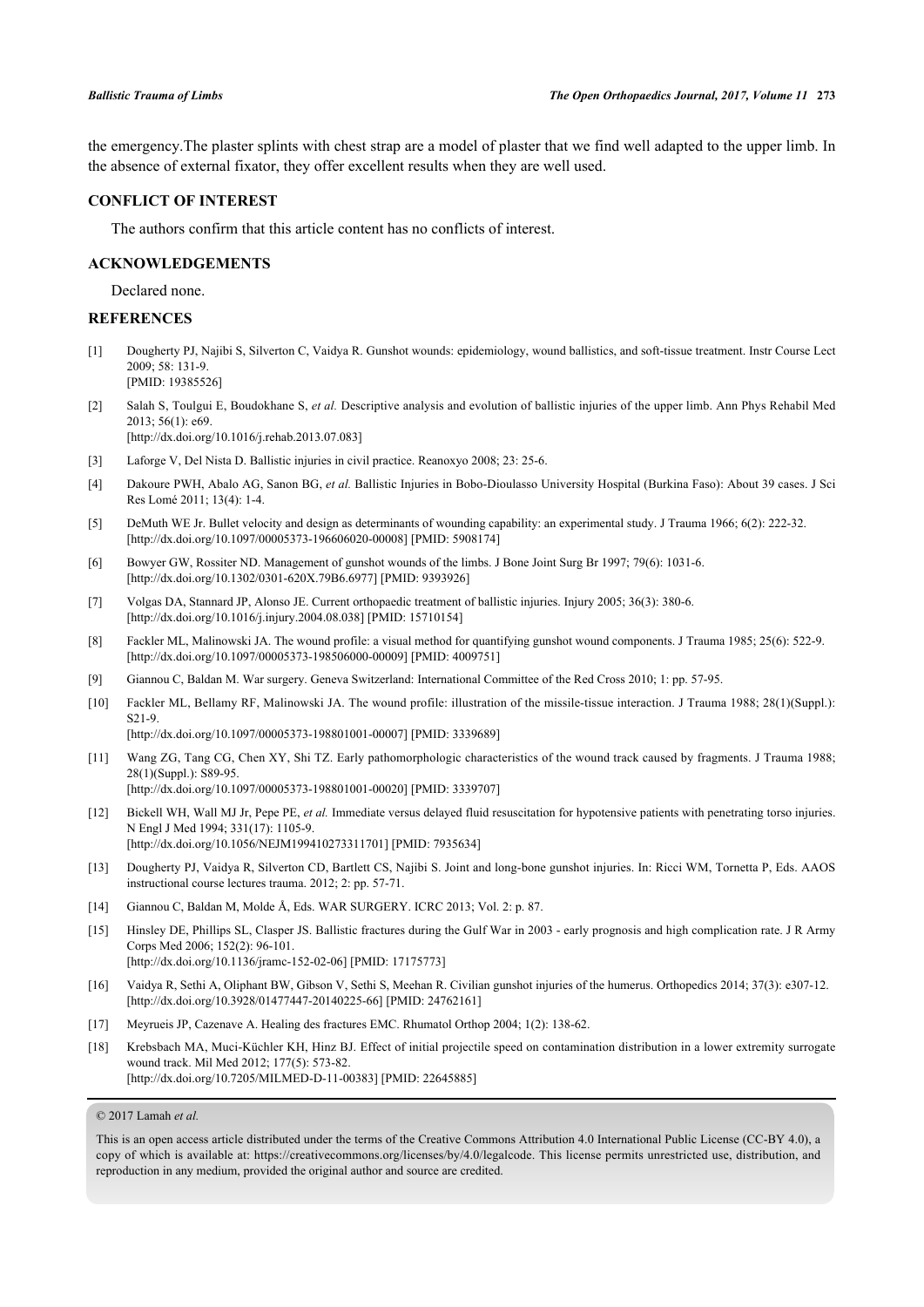the emergency.The plaster splints with chest strap are a model of plaster that we find well adapted to the upper limb. In the absence of external fixator, they offer excellent results when they are well used.

## CONFLICT OF INTEREST

The authors confirm that this article content has no conflicts of interest.

## ACKNOWLEDGEMENTS

Declared none.

## REFERENCES

[1] Dougherty PJ, Najibi S, Silverton C, Vaidya R. Gunshot wounds: epidemiology, wound ballistics, and soft-tissue treatment. Instr Course Lect 2009; 58: 131-9. [PMID: 19385526]

[2] Salah S, Toulgui E, Boudokhane S, *et al.* Descriptive analysis and evolution of ballistic injuries of the upper limb. Ann Phys Rehabil Med 2013; 56(1): e69. [http://dx.doi.org/10.1016/j.rehab.2013.07.083]

[3] Laforge V, Del Nista D. Ballistic injuries in civil practice. Reanoxyo 2008; 23: 25-6.

[4] Dakoure PWH, Abalo AG, Sanon BG, *et al.* Ballistic Injuries in Bobo-Dioulasso University Hospital (Burkina Faso): About 39 cases. J Sci Res Lomé 2011; 13(4): 1-4.

[5] DeMuth WE Jr. Bullet velocity and design as determinants of wounding capability: an experimental study. J Trauma 1966; 6(2): 222-32. [http://dx.doi.org/10.1097/00005373-196606020-00008] [PMID: 5908174]

[6] Bowyer GW, Rossiter ND. Management of gunshot wounds of the limbs. J Bone Joint Surg Br 1997; 79(6): 1031-6. [http://dx.doi.org/10.1302/0301-620X.79B6.6977] [PMID: 9393926]

[7] Volgas DA, Stannard JP, Alonso JE. Current orthopaedic treatment of ballistic injuries. Injury 2005; 36(3): 380-6. [http://dx.doi.org/10.1016/j.injury.2004.08.038] [PMID: 15710154]

[8] Fackler ML, Malinowski JA. The wound profile: a visual method for quantifying gunshot wound components. J Trauma 1985; 25(6): 522-9. [http://dx.doi.org/10.1097/00005373-198506000-00009] [PMID: 4009751]

[9] Giannou C, Baldan M. War surgery. Geneva Switzerland: International Committee of the Red Cross 2010; 1: pp. 57-95.

[10] Fackler ML, Bellamy RF, Malinowski JA. The wound profile: illustration of the missile-tissue interaction. J Trauma 1988; 28(1)(Suppl.): S21-9. [http://dx.doi.org/10.1097/00005373-198801001-00007] [PMID: 3339689]

[11] Wang ZG, Tang CG, Chen XY, Shi TZ. Early pathomorphologic characteristics of the wound track caused by fragments. J Trauma 1988; 28(1)(Suppl.): S89-95. [http://dx.doi.org/10.1097/00005373-198801001-00020] [PMID: 3339707]

[12] Bickell WH, Wall MJ Jr, Pepe PE, *et al.* Immediate versus delayed fluid resuscitation for hypotensive patients with penetrating torso injuries. N Engl J Med 1994; 331(17): 1105-9. [http://dx.doi.org/10.1056/NEJM199410273311701] [PMID: 7935634]

[13] Dougherty PJ, Vaidya R, Silverton CD, Bartlett CS, Najibi S. Joint and long-bone gunshot injuries. In: Ricci WM, Tornetta P, Eds. AAOS instructional course lectures trauma. 2012; 2: pp. 57-71.

[14] Giannou C, Baldan M, Molde Å, Eds. WAR SURGERY. ICRC 2013; Vol. 2: p. 87.

[15] Hinsley DE, Phillips SL, Clasper JS. Ballistic fractures during the Gulf War in 2003 - early prognosis and high complication rate. J R Army Corps Med 2006; 152(2): 96-101. [http://dx.doi.org/10.1136/jramc-152-02-06] [PMID: 17175773]

[16] Vaidya R, Sethi A, Oliphant BW, Gibson V, Sethi S, Meehan R. Civilian gunshot injuries of the humerus. Orthopedics 2014; 37(3): e307-12. [http://dx.doi.org/10.3928/01477447-20140225-66] [PMID: 24762161]

[17] Meyrueis JP, Cazenave A. Healing des fractures EMC. Rhumatol Orthop 2004; 1(2): 138-62.

[18] Krebsbach MA, Muci-Küchler KH, Hinz BJ. Effect of initial projectile speed on contamination distribution in a lower extremity surrogate wound track. Mil Med 2012; 177(5): 573-82. [http://dx.doi.org/10.7205/MILMED-D-11-00383] [PMID: 22645885]

© 2017 Lamah *et al.*

This is an open access article distributed under the terms of the Creative Commons Attribution 4.0 International Public License (CC-BY 4.0), a copy of which is available at: https://creativecommons.org/licenses/by/4.0/legalcode. This license permits unrestricted use, distribution, and reproduction in any medium, provided the original author and source are credited.